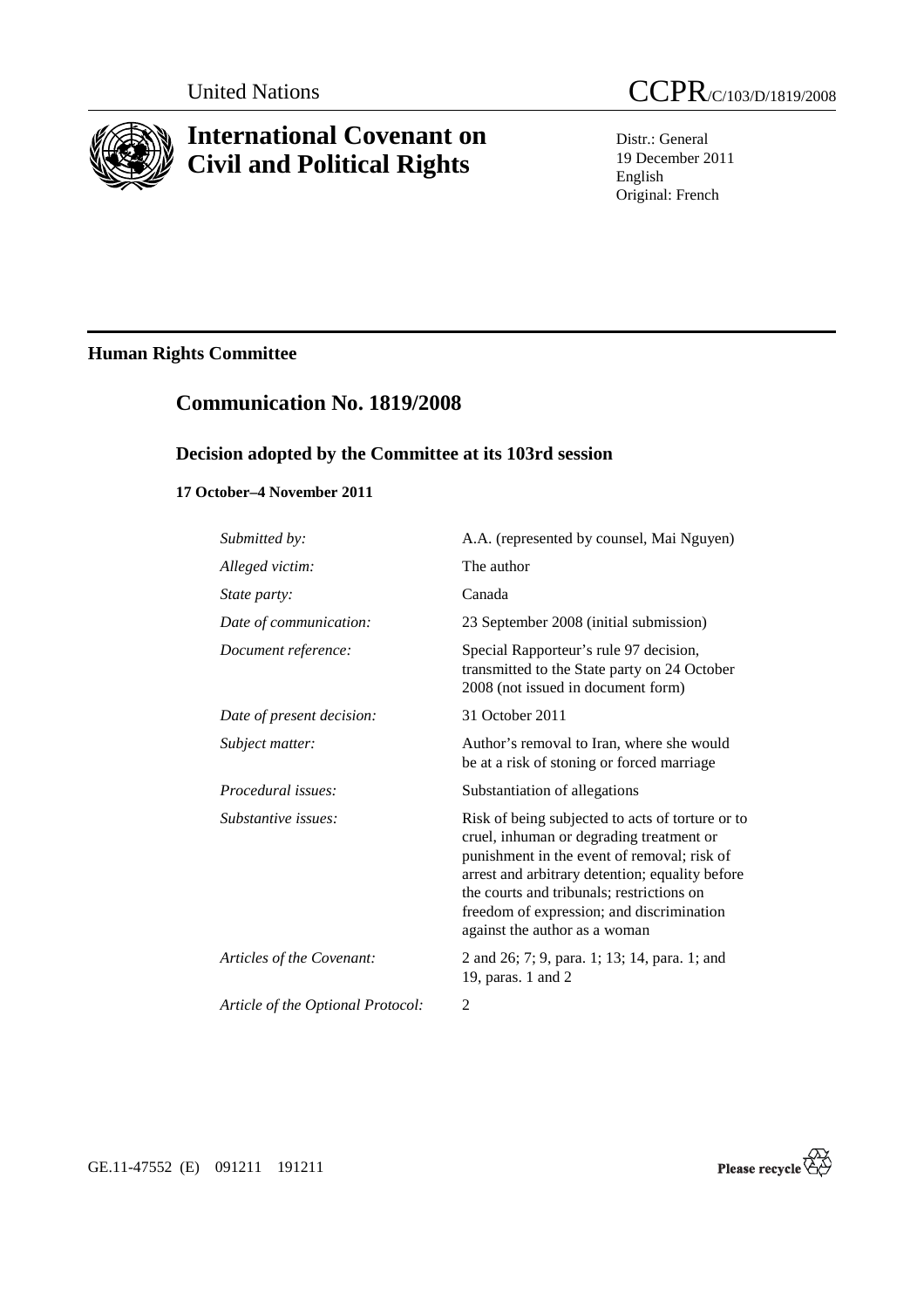United Nations

# CCPR/C/103/D/1819/2008

# International Covenant on Civil and Political Rights

Distr.: General
19 December 2011
English
Original: French

## Human Rights Committee

## Communication No. 1819/2008

### Decision adopted by the Committee at its 103rd session

#### 17 October–4 November 2011

| | |
|---|---|
| *Submitted by:* | A.A. (represented by counsel, Mai Nguyen) |
| *Alleged victim:* | The author |
| *State party:* | Canada |
| *Date of communication:* | 23 September 2008 (initial submission) |
| *Document reference:* | Special Rapporteur's rule 97 decision, transmitted to the State party on 24 October 2008 (not issued in document form) |
| *Date of present decision:* | 31 October 2011 |
| *Subject matter:* | Author's removal to Iran, where she would be at a risk of stoning or forced marriage |
| *Procedural issues:* | Substantiation of allegations |
| *Substantive issues:* | Risk of being subjected to acts of torture or to cruel, inhuman or degrading treatment or punishment in the event of removal; risk of arrest and arbitrary detention; equality before the courts and tribunals; restrictions on freedom of expression; and discrimination against the author as a woman |
| *Articles of the Covenant:* | 2 and 26; 7; 9, para. 1; 13; 14, para. 1; and 19, paras. 1 and 2 |
| *Article of the Optional Protocol:* | 2 |

GE.11-47552 (E) 091211 191211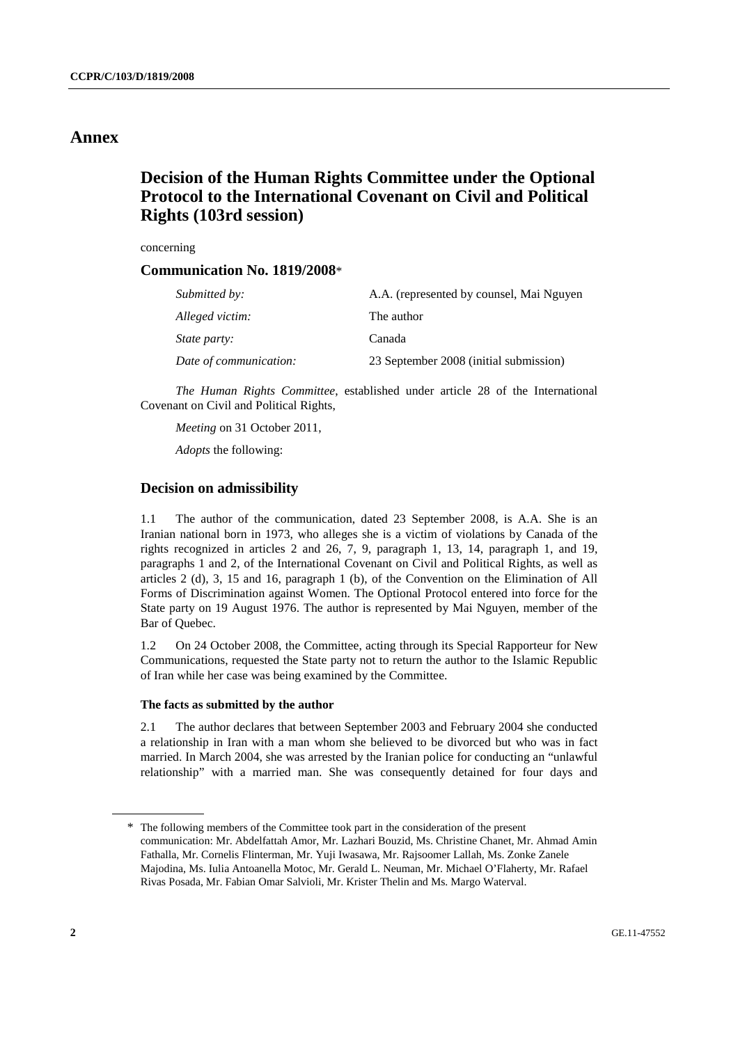# Annex

## Decision of the Human Rights Committee under the Optional Protocol to the International Covenant on Civil and Political Rights (103rd session)

concerning

### Communication No. 1819/2008*

| | |
|---|---|
| *Submitted by:* | A.A. (represented by counsel, Mai Nguyen |
| *Alleged victim:* | The author |
| *State party:* | Canada |
| *Date of communication:* | 23 September 2008 (initial submission) |

*The Human Rights Committee*, established under article 28 of the International Covenant on Civil and Political Rights,

*Meeting* on 31 October 2011,

*Adopts* the following:

### Decision on admissibility

1.1 The author of the communication, dated 23 September 2008, is A.A. She is an Iranian national born in 1973, who alleges she is a victim of violations by Canada of the rights recognized in articles 2 and 26, 7, 9, paragraph 1, 13, 14, paragraph 1, and 19, paragraphs 1 and 2, of the International Covenant on Civil and Political Rights, as well as articles 2 (d), 3, 15 and 16, paragraph 1 (b), of the Convention on the Elimination of All Forms of Discrimination against Women. The Optional Protocol entered into force for the State party on 19 August 1976. The author is represented by Mai Nguyen, member of the Bar of Quebec.

1.2 On 24 October 2008, the Committee, acting through its Special Rapporteur for New Communications, requested the State party not to return the author to the Islamic Republic of Iran while her case was being examined by the Committee.

#### The facts as submitted by the author

2.1 The author declares that between September 2003 and February 2004 she conducted a relationship in Iran with a man whom she believed to be divorced but who was in fact married. In March 2004, she was arrested by the Iranian police for conducting an "unlawful relationship" with a married man. She was consequently detained for four days and

---

\* The following members of the Committee took part in the consideration of the present communication: Mr. Abdelfattah Amor, Mr. Lazhari Bouzid, Ms. Christine Chanet, Mr. Ahmad Amin Fathalla, Mr. Cornelis Flinterman, Mr. Yuji Iwasawa, Mr. Rajsoomer Lallah, Ms. Zonke Zanele Majodina, Ms. Iulia Antoanella Motoc, Mr. Gerald L. Neuman, Mr. Michael O'Flaherty, Mr. Rafael Rivas Posada, Mr. Fabian Omar Salvioli, Mr. Krister Thelin and Ms. Margo Waterval.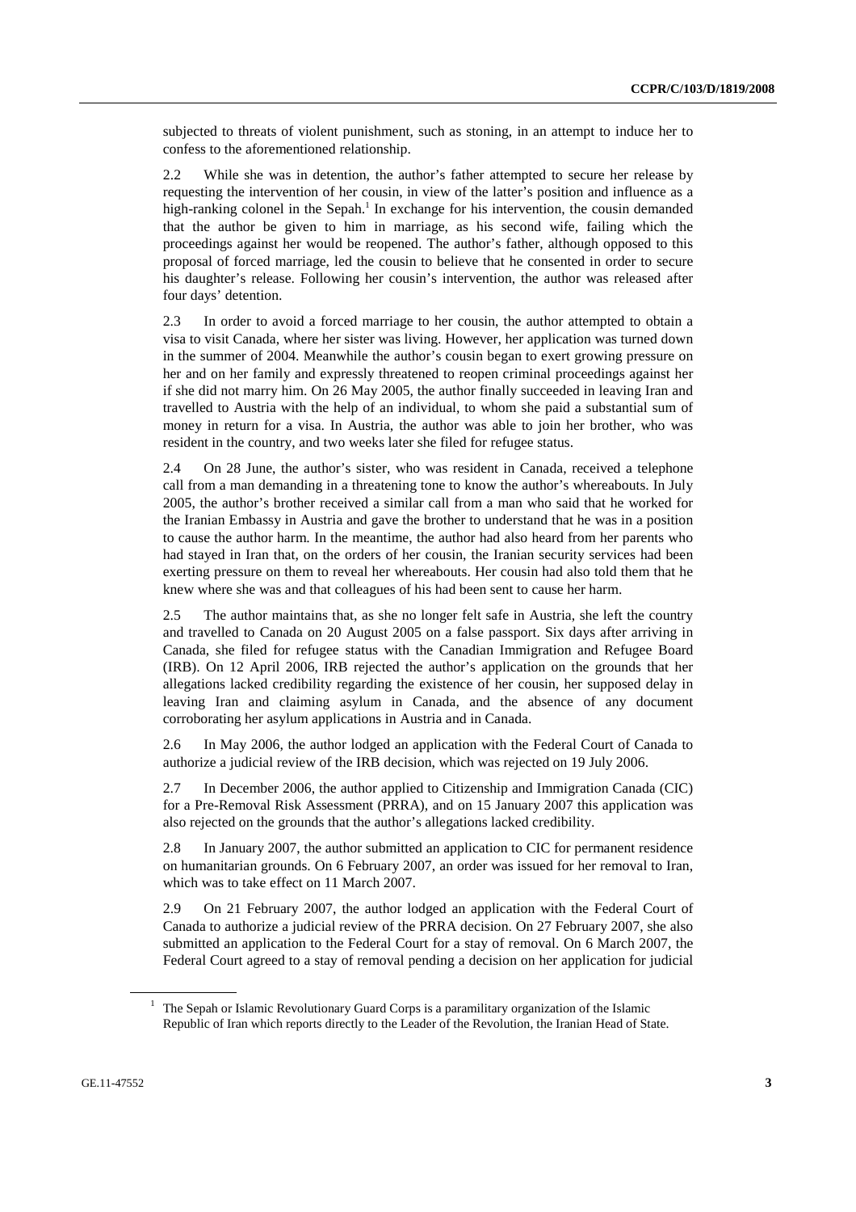subjected to threats of violent punishment, such as stoning, in an attempt to induce her to confess to the aforementioned relationship.

2.2 While she was in detention, the author's father attempted to secure her release by requesting the intervention of her cousin, in view of the latter's position and influence as a high-ranking colonel in the Sepah.[1] In exchange for his intervention, the cousin demanded that the author be given to him in marriage, as his second wife, failing which the proceedings against her would be reopened. The author's father, although opposed to this proposal of forced marriage, led the cousin to believe that he consented in order to secure his daughter's release. Following her cousin's intervention, the author was released after four days' detention.

2.3 In order to avoid a forced marriage to her cousin, the author attempted to obtain a visa to visit Canada, where her sister was living. However, her application was turned down in the summer of 2004. Meanwhile the author's cousin began to exert growing pressure on her and on her family and expressly threatened to reopen criminal proceedings against her if she did not marry him. On 26 May 2005, the author finally succeeded in leaving Iran and travelled to Austria with the help of an individual, to whom she paid a substantial sum of money in return for a visa. In Austria, the author was able to join her brother, who was resident in the country, and two weeks later she filed for refugee status.

2.4 On 28 June, the author's sister, who was resident in Canada, received a telephone call from a man demanding in a threatening tone to know the author's whereabouts. In July 2005, the author's brother received a similar call from a man who said that he worked for the Iranian Embassy in Austria and gave the brother to understand that he was in a position to cause the author harm. In the meantime, the author had also heard from her parents who had stayed in Iran that, on the orders of her cousin, the Iranian security services had been exerting pressure on them to reveal her whereabouts. Her cousin had also told them that he knew where she was and that colleagues of his had been sent to cause her harm.

2.5 The author maintains that, as she no longer felt safe in Austria, she left the country and travelled to Canada on 20 August 2005 on a false passport. Six days after arriving in Canada, she filed for refugee status with the Canadian Immigration and Refugee Board (IRB). On 12 April 2006, IRB rejected the author's application on the grounds that her allegations lacked credibility regarding the existence of her cousin, her supposed delay in leaving Iran and claiming asylum in Canada, and the absence of any document corroborating her asylum applications in Austria and in Canada.

2.6 In May 2006, the author lodged an application with the Federal Court of Canada to authorize a judicial review of the IRB decision, which was rejected on 19 July 2006.

2.7 In December 2006, the author applied to Citizenship and Immigration Canada (CIC) for a Pre-Removal Risk Assessment (PRRA), and on 15 January 2007 this application was also rejected on the grounds that the author's allegations lacked credibility.

2.8 In January 2007, the author submitted an application to CIC for permanent residence on humanitarian grounds. On 6 February 2007, an order was issued for her removal to Iran, which was to take effect on 11 March 2007.

2.9 On 21 February 2007, the author lodged an application with the Federal Court of Canada to authorize a judicial review of the PRRA decision. On 27 February 2007, she also submitted an application to the Federal Court for a stay of removal. On 6 March 2007, the Federal Court agreed to a stay of removal pending a decision on her application for judicial

---

[1] The Sepah or Islamic Revolutionary Guard Corps is a paramilitary organization of the Islamic Republic of Iran which reports directly to the Leader of the Revolution, the Iranian Head of State.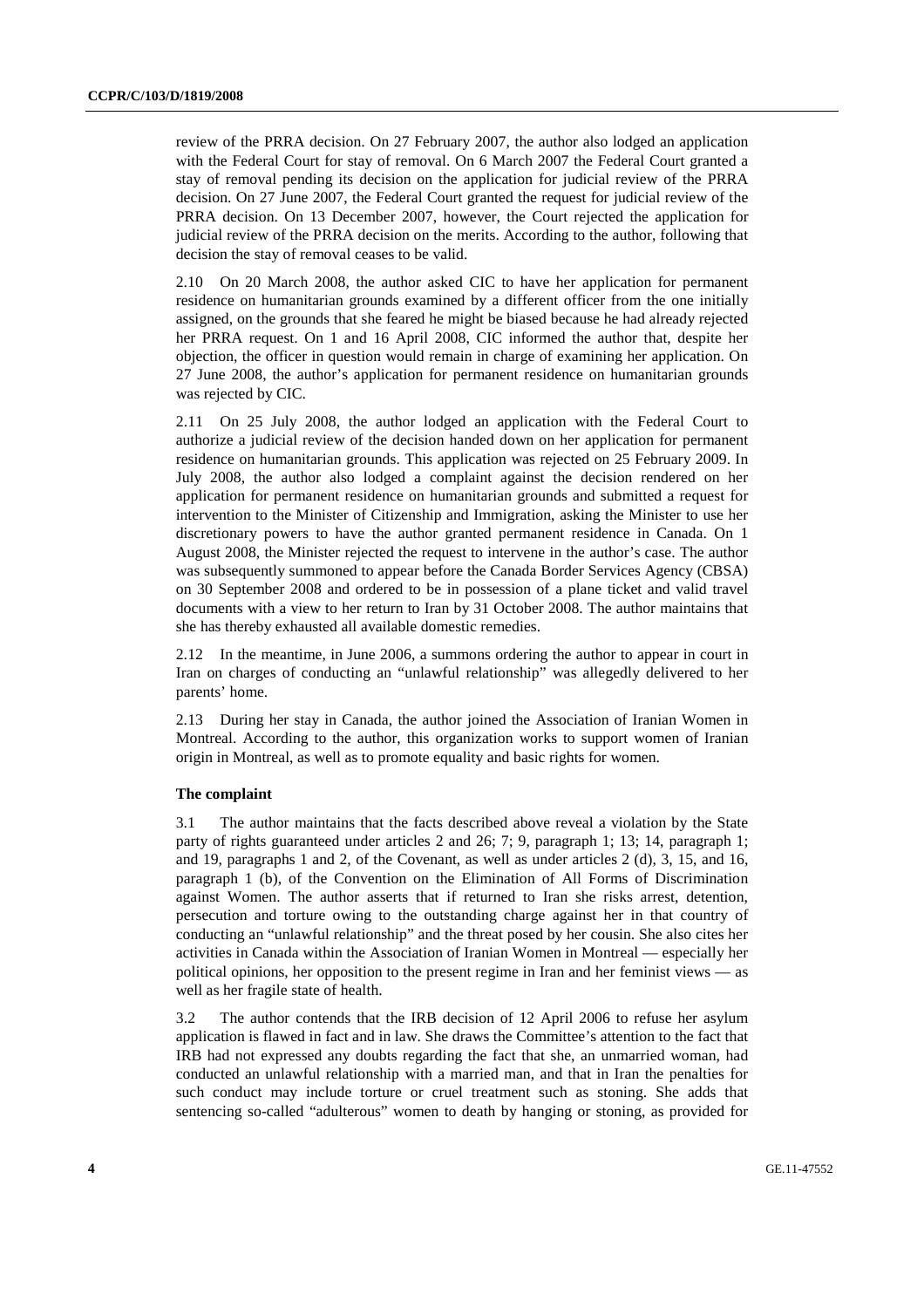review of the PRRA decision. On 27 February 2007, the author also lodged an application with the Federal Court for stay of removal. On 6 March 2007 the Federal Court granted a stay of removal pending its decision on the application for judicial review of the PRRA decision. On 27 June 2007, the Federal Court granted the request for judicial review of the PRRA decision. On 13 December 2007, however, the Court rejected the application for judicial review of the PRRA decision on the merits. According to the author, following that decision the stay of removal ceases to be valid.

2.10 On 20 March 2008, the author asked CIC to have her application for permanent residence on humanitarian grounds examined by a different officer from the one initially assigned, on the grounds that she feared he might be biased because he had already rejected her PRRA request. On 1 and 16 April 2008, CIC informed the author that, despite her objection, the officer in question would remain in charge of examining her application. On 27 June 2008, the author's application for permanent residence on humanitarian grounds was rejected by CIC.

2.11 On 25 July 2008, the author lodged an application with the Federal Court to authorize a judicial review of the decision handed down on her application for permanent residence on humanitarian grounds. This application was rejected on 25 February 2009. In July 2008, the author also lodged a complaint against the decision rendered on her application for permanent residence on humanitarian grounds and submitted a request for intervention to the Minister of Citizenship and Immigration, asking the Minister to use her discretionary powers to have the author granted permanent residence in Canada. On 1 August 2008, the Minister rejected the request to intervene in the author's case. The author was subsequently summoned to appear before the Canada Border Services Agency (CBSA) on 30 September 2008 and ordered to be in possession of a plane ticket and valid travel documents with a view to her return to Iran by 31 October 2008. The author maintains that she has thereby exhausted all available domestic remedies.

2.12 In the meantime, in June 2006, a summons ordering the author to appear in court in Iran on charges of conducting an "unlawful relationship" was allegedly delivered to her parents' home.

2.13 During her stay in Canada, the author joined the Association of Iranian Women in Montreal. According to the author, this organization works to support women of Iranian origin in Montreal, as well as to promote equality and basic rights for women.

### The complaint

3.1 The author maintains that the facts described above reveal a violation by the State party of rights guaranteed under articles 2 and 26; 7; 9, paragraph 1; 13; 14, paragraph 1; and 19, paragraphs 1 and 2, of the Covenant, as well as under articles 2 (d), 3, 15, and 16, paragraph 1 (b), of the Convention on the Elimination of All Forms of Discrimination against Women. The author asserts that if returned to Iran she risks arrest, detention, persecution and torture owing to the outstanding charge against her in that country of conducting an "unlawful relationship" and the threat posed by her cousin. She also cites her activities in Canada within the Association of Iranian Women in Montreal — especially her political opinions, her opposition to the present regime in Iran and her feminist views — as well as her fragile state of health.

3.2 The author contends that the IRB decision of 12 April 2006 to refuse her asylum application is flawed in fact and in law. She draws the Committee's attention to the fact that IRB had not expressed any doubts regarding the fact that she, an unmarried woman, had conducted an unlawful relationship with a married man, and that in Iran the penalties for such conduct may include torture or cruel treatment such as stoning. She adds that sentencing so-called "adulterous" women to death by hanging or stoning, as provided for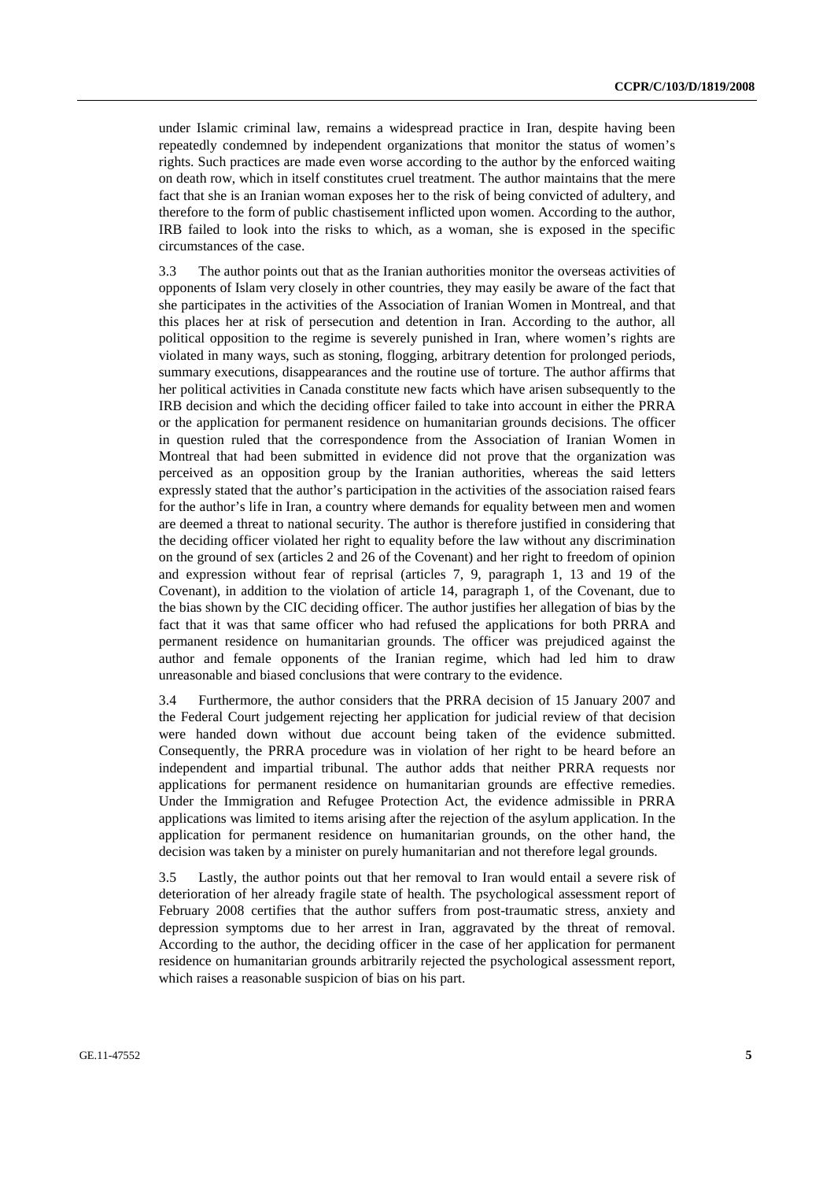under Islamic criminal law, remains a widespread practice in Iran, despite having been repeatedly condemned by independent organizations that monitor the status of women's rights. Such practices are made even worse according to the author by the enforced waiting on death row, which in itself constitutes cruel treatment. The author maintains that the mere fact that she is an Iranian woman exposes her to the risk of being convicted of adultery, and therefore to the form of public chastisement inflicted upon women. According to the author, IRB failed to look into the risks to which, as a woman, she is exposed in the specific circumstances of the case.

3.3 The author points out that as the Iranian authorities monitor the overseas activities of opponents of Islam very closely in other countries, they may easily be aware of the fact that she participates in the activities of the Association of Iranian Women in Montreal, and that this places her at risk of persecution and detention in Iran. According to the author, all political opposition to the regime is severely punished in Iran, where women's rights are violated in many ways, such as stoning, flogging, arbitrary detention for prolonged periods, summary executions, disappearances and the routine use of torture. The author affirms that her political activities in Canada constitute new facts which have arisen subsequently to the IRB decision and which the deciding officer failed to take into account in either the PRRA or the application for permanent residence on humanitarian grounds decisions. The officer in question ruled that the correspondence from the Association of Iranian Women in Montreal that had been submitted in evidence did not prove that the organization was perceived as an opposition group by the Iranian authorities, whereas the said letters expressly stated that the author's participation in the activities of the association raised fears for the author's life in Iran, a country where demands for equality between men and women are deemed a threat to national security. The author is therefore justified in considering that the deciding officer violated her right to equality before the law without any discrimination on the ground of sex (articles 2 and 26 of the Covenant) and her right to freedom of opinion and expression without fear of reprisal (articles 7, 9, paragraph 1, 13 and 19 of the Covenant), in addition to the violation of article 14, paragraph 1, of the Covenant, due to the bias shown by the CIC deciding officer. The author justifies her allegation of bias by the fact that it was that same officer who had refused the applications for both PRRA and permanent residence on humanitarian grounds. The officer was prejudiced against the author and female opponents of the Iranian regime, which had led him to draw unreasonable and biased conclusions that were contrary to the evidence.

3.4 Furthermore, the author considers that the PRRA decision of 15 January 2007 and the Federal Court judgement rejecting her application for judicial review of that decision were handed down without due account being taken of the evidence submitted. Consequently, the PRRA procedure was in violation of her right to be heard before an independent and impartial tribunal. The author adds that neither PRRA requests nor applications for permanent residence on humanitarian grounds are effective remedies. Under the Immigration and Refugee Protection Act, the evidence admissible in PRRA applications was limited to items arising after the rejection of the asylum application. In the application for permanent residence on humanitarian grounds, on the other hand, the decision was taken by a minister on purely humanitarian and not therefore legal grounds.

3.5 Lastly, the author points out that her removal to Iran would entail a severe risk of deterioration of her already fragile state of health. The psychological assessment report of February 2008 certifies that the author suffers from post-traumatic stress, anxiety and depression symptoms due to her arrest in Iran, aggravated by the threat of removal. According to the author, the deciding officer in the case of her application for permanent residence on humanitarian grounds arbitrarily rejected the psychological assessment report, which raises a reasonable suspicion of bias on his part.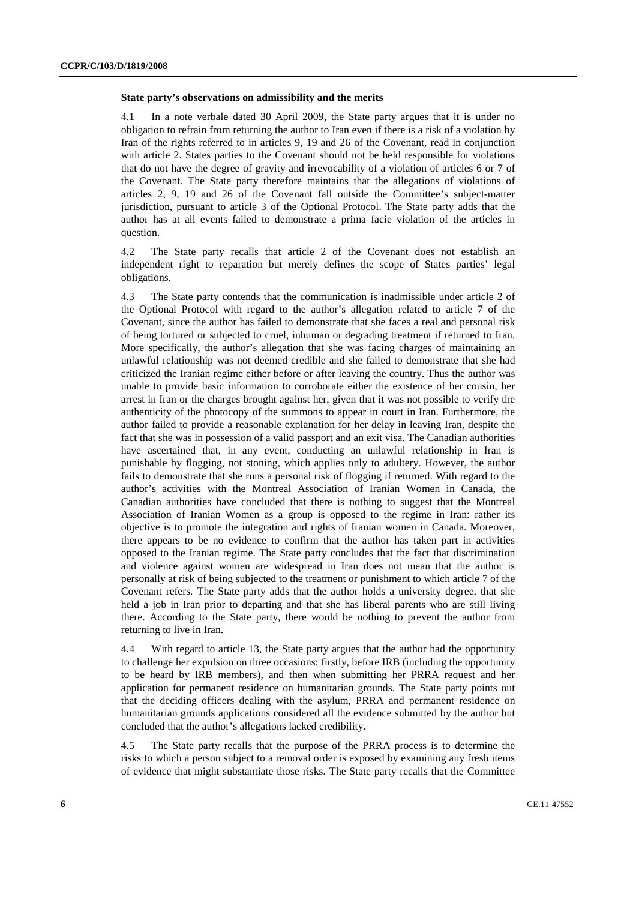**State party's observations on admissibility and the merits**

4.1 In a note verbale dated 30 April 2009, the State party argues that it is under no obligation to refrain from returning the author to Iran even if there is a risk of a violation by Iran of the rights referred to in articles 9, 19 and 26 of the Covenant, read in conjunction with article 2. States parties to the Covenant should not be held responsible for violations that do not have the degree of gravity and irrevocability of a violation of articles 6 or 7 of the Covenant. The State party therefore maintains that the allegations of violations of articles 2, 9, 19 and 26 of the Covenant fall outside the Committee's subject-matter jurisdiction, pursuant to article 3 of the Optional Protocol. The State party adds that the author has at all events failed to demonstrate a prima facie violation of the articles in question.

4.2 The State party recalls that article 2 of the Covenant does not establish an independent right to reparation but merely defines the scope of States parties' legal obligations.

4.3 The State party contends that the communication is inadmissible under article 2 of the Optional Protocol with regard to the author's allegation related to article 7 of the Covenant, since the author has failed to demonstrate that she faces a real and personal risk of being tortured or subjected to cruel, inhuman or degrading treatment if returned to Iran. More specifically, the author's allegation that she was facing charges of maintaining an unlawful relationship was not deemed credible and she failed to demonstrate that she had criticized the Iranian regime either before or after leaving the country. Thus the author was unable to provide basic information to corroborate either the existence of her cousin, her arrest in Iran or the charges brought against her, given that it was not possible to verify the authenticity of the photocopy of the summons to appear in court in Iran. Furthermore, the author failed to provide a reasonable explanation for her delay in leaving Iran, despite the fact that she was in possession of a valid passport and an exit visa. The Canadian authorities have ascertained that, in any event, conducting an unlawful relationship in Iran is punishable by flogging, not stoning, which applies only to adultery. However, the author fails to demonstrate that she runs a personal risk of flogging if returned. With regard to the author's activities with the Montreal Association of Iranian Women in Canada, the Canadian authorities have concluded that there is nothing to suggest that the Montreal Association of Iranian Women as a group is opposed to the regime in Iran: rather its objective is to promote the integration and rights of Iranian women in Canada. Moreover, there appears to be no evidence to confirm that the author has taken part in activities opposed to the Iranian regime. The State party concludes that the fact that discrimination and violence against women are widespread in Iran does not mean that the author is personally at risk of being subjected to the treatment or punishment to which article 7 of the Covenant refers. The State party adds that the author holds a university degree, that she held a job in Iran prior to departing and that she has liberal parents who are still living there. According to the State party, there would be nothing to prevent the author from returning to live in Iran.

4.4 With regard to article 13, the State party argues that the author had the opportunity to challenge her expulsion on three occasions: firstly, before IRB (including the opportunity to be heard by IRB members), and then when submitting her PRRA request and her application for permanent residence on humanitarian grounds. The State party points out that the deciding officers dealing with the asylum, PRRA and permanent residence on humanitarian grounds applications considered all the evidence submitted by the author but concluded that the author's allegations lacked credibility.

4.5 The State party recalls that the purpose of the PRRA process is to determine the risks to which a person subject to a removal order is exposed by examining any fresh items of evidence that might substantiate those risks. The State party recalls that the Committee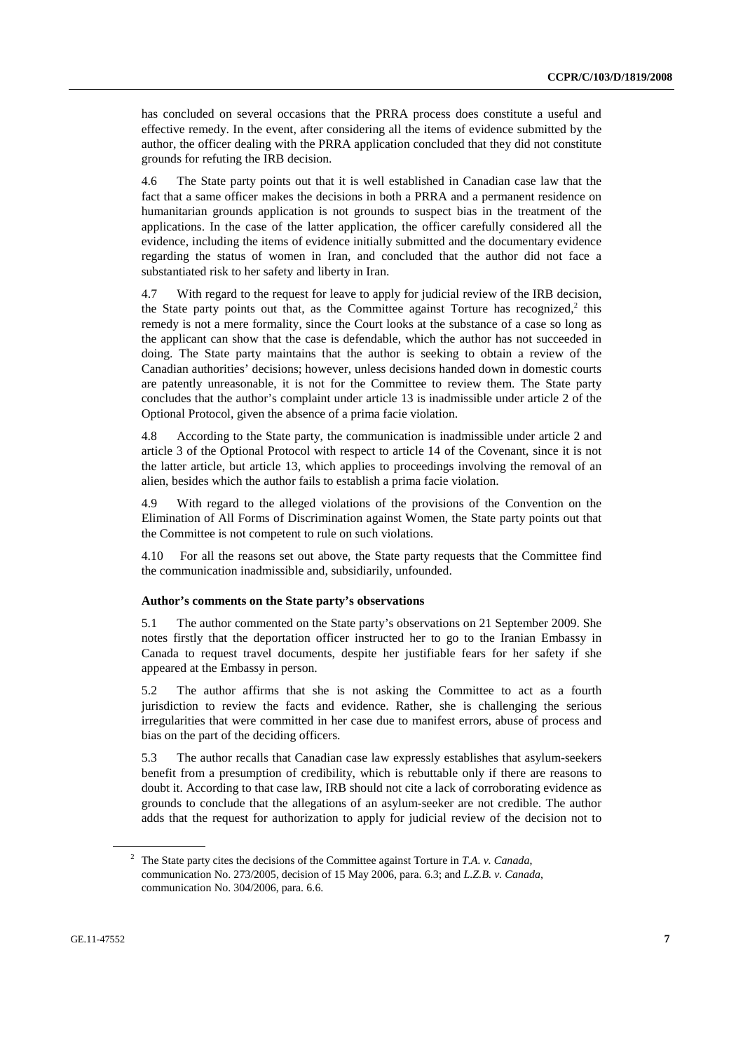has concluded on several occasions that the PRRA process does constitute a useful and effective remedy. In the event, after considering all the items of evidence submitted by the author, the officer dealing with the PRRA application concluded that they did not constitute grounds for refuting the IRB decision.

4.6 The State party points out that it is well established in Canadian case law that the fact that a same officer makes the decisions in both a PRRA and a permanent residence on humanitarian grounds application is not grounds to suspect bias in the treatment of the applications. In the case of the latter application, the officer carefully considered all the evidence, including the items of evidence initially submitted and the documentary evidence regarding the status of women in Iran, and concluded that the author did not face a substantiated risk to her safety and liberty in Iran.

4.7 With regard to the request for leave to apply for judicial review of the IRB decision, the State party points out that, as the Committee against Torture has recognized,[2] this remedy is not a mere formality, since the Court looks at the substance of a case so long as the applicant can show that the case is defendable, which the author has not succeeded in doing. The State party maintains that the author is seeking to obtain a review of the Canadian authorities' decisions; however, unless decisions handed down in domestic courts are patently unreasonable, it is not for the Committee to review them. The State party concludes that the author's complaint under article 13 is inadmissible under article 2 of the Optional Protocol, given the absence of a prima facie violation.

4.8 According to the State party, the communication is inadmissible under article 2 and article 3 of the Optional Protocol with respect to article 14 of the Covenant, since it is not the latter article, but article 13, which applies to proceedings involving the removal of an alien, besides which the author fails to establish a prima facie violation.

4.9 With regard to the alleged violations of the provisions of the Convention on the Elimination of All Forms of Discrimination against Women, the State party points out that the Committee is not competent to rule on such violations.

4.10 For all the reasons set out above, the State party requests that the Committee find the communication inadmissible and, subsidiarily, unfounded.

**Author's comments on the State party's observations**

5.1 The author commented on the State party's observations on 21 September 2009. She notes firstly that the deportation officer instructed her to go to the Iranian Embassy in Canada to request travel documents, despite her justifiable fears for her safety if she appeared at the Embassy in person.

5.2 The author affirms that she is not asking the Committee to act as a fourth jurisdiction to review the facts and evidence. Rather, she is challenging the serious irregularities that were committed in her case due to manifest errors, abuse of process and bias on the part of the deciding officers.

5.3 The author recalls that Canadian case law expressly establishes that asylum-seekers benefit from a presumption of credibility, which is rebuttable only if there are reasons to doubt it. According to that case law, IRB should not cite a lack of corroborating evidence as grounds to conclude that the allegations of an asylum-seeker are not credible. The author adds that the request for authorization to apply for judicial review of the decision not to

---

[2] The State party cites the decisions of the Committee against Torture in *T.A. v. Canada*, communication No. 273/2005, decision of 15 May 2006, para. 6.3; and *L.Z.B. v. Canada*, communication No. 304/2006, para. 6.6.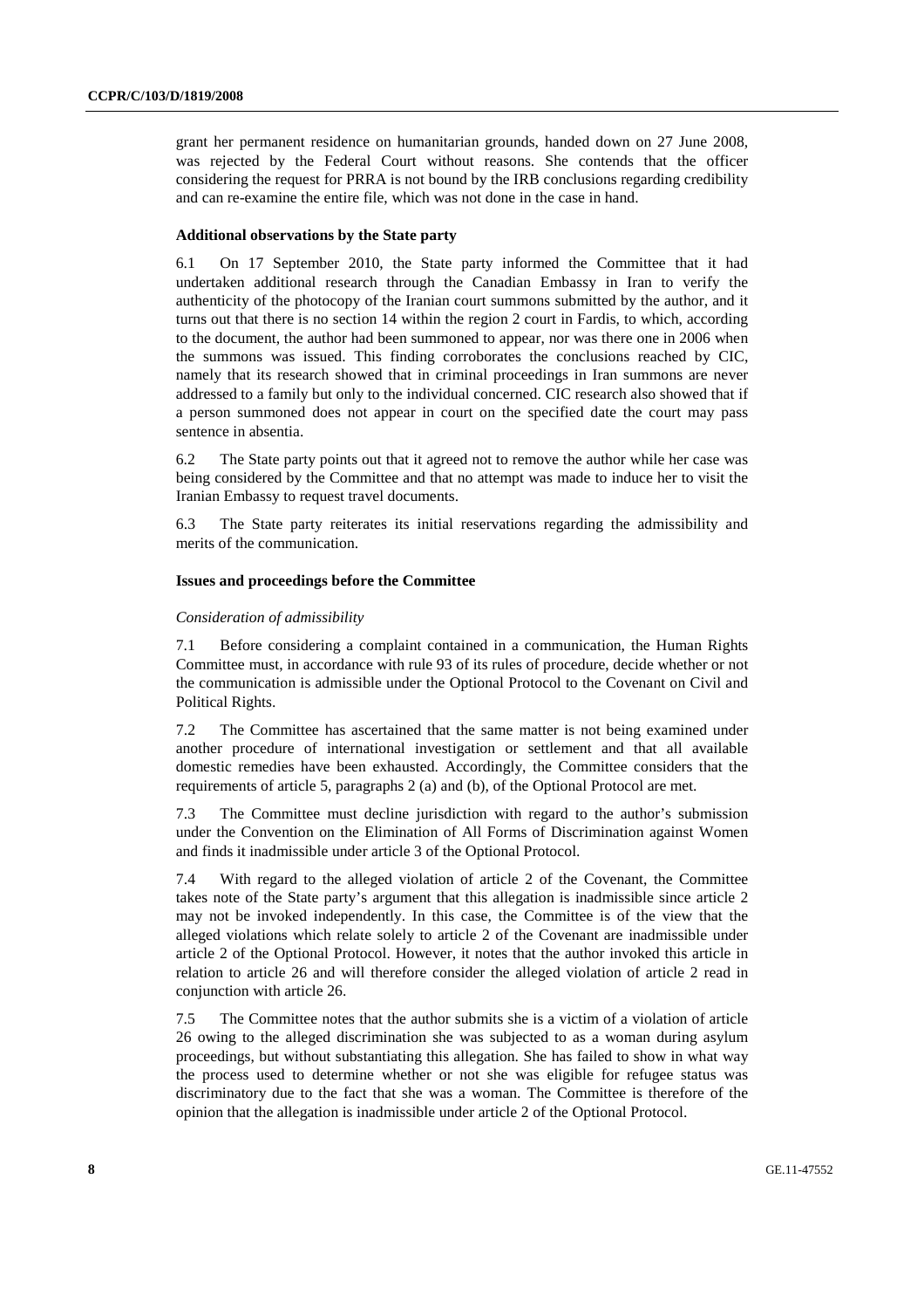grant her permanent residence on humanitarian grounds, handed down on 27 June 2008, was rejected by the Federal Court without reasons. She contends that the officer considering the request for PRRA is not bound by the IRB conclusions regarding credibility and can re-examine the entire file, which was not done in the case in hand.

### Additional observations by the State party

6.1 On 17 September 2010, the State party informed the Committee that it had undertaken additional research through the Canadian Embassy in Iran to verify the authenticity of the photocopy of the Iranian court summons submitted by the author, and it turns out that there is no section 14 within the region 2 court in Fardis, to which, according to the document, the author had been summoned to appear, nor was there one in 2006 when the summons was issued. This finding corroborates the conclusions reached by CIC, namely that its research showed that in criminal proceedings in Iran summons are never addressed to a family but only to the individual concerned. CIC research also showed that if a person summoned does not appear in court on the specified date the court may pass sentence in absentia.

6.2 The State party points out that it agreed not to remove the author while her case was being considered by the Committee and that no attempt was made to induce her to visit the Iranian Embassy to request travel documents.

6.3 The State party reiterates its initial reservations regarding the admissibility and merits of the communication.

### Issues and proceedings before the Committee

*Consideration of admissibility*

7.1 Before considering a complaint contained in a communication, the Human Rights Committee must, in accordance with rule 93 of its rules of procedure, decide whether or not the communication is admissible under the Optional Protocol to the Covenant on Civil and Political Rights.

7.2 The Committee has ascertained that the same matter is not being examined under another procedure of international investigation or settlement and that all available domestic remedies have been exhausted. Accordingly, the Committee considers that the requirements of article 5, paragraphs 2 (a) and (b), of the Optional Protocol are met.

7.3 The Committee must decline jurisdiction with regard to the author's submission under the Convention on the Elimination of All Forms of Discrimination against Women and finds it inadmissible under article 3 of the Optional Protocol.

7.4 With regard to the alleged violation of article 2 of the Covenant, the Committee takes note of the State party's argument that this allegation is inadmissible since article 2 may not be invoked independently. In this case, the Committee is of the view that the alleged violations which relate solely to article 2 of the Covenant are inadmissible under article 2 of the Optional Protocol. However, it notes that the author invoked this article in relation to article 26 and will therefore consider the alleged violation of article 2 read in conjunction with article 26.

7.5 The Committee notes that the author submits she is a victim of a violation of article 26 owing to the alleged discrimination she was subjected to as a woman during asylum proceedings, but without substantiating this allegation. She has failed to show in what way the process used to determine whether or not she was eligible for refugee status was discriminatory due to the fact that she was a woman. The Committee is therefore of the opinion that the allegation is inadmissible under article 2 of the Optional Protocol.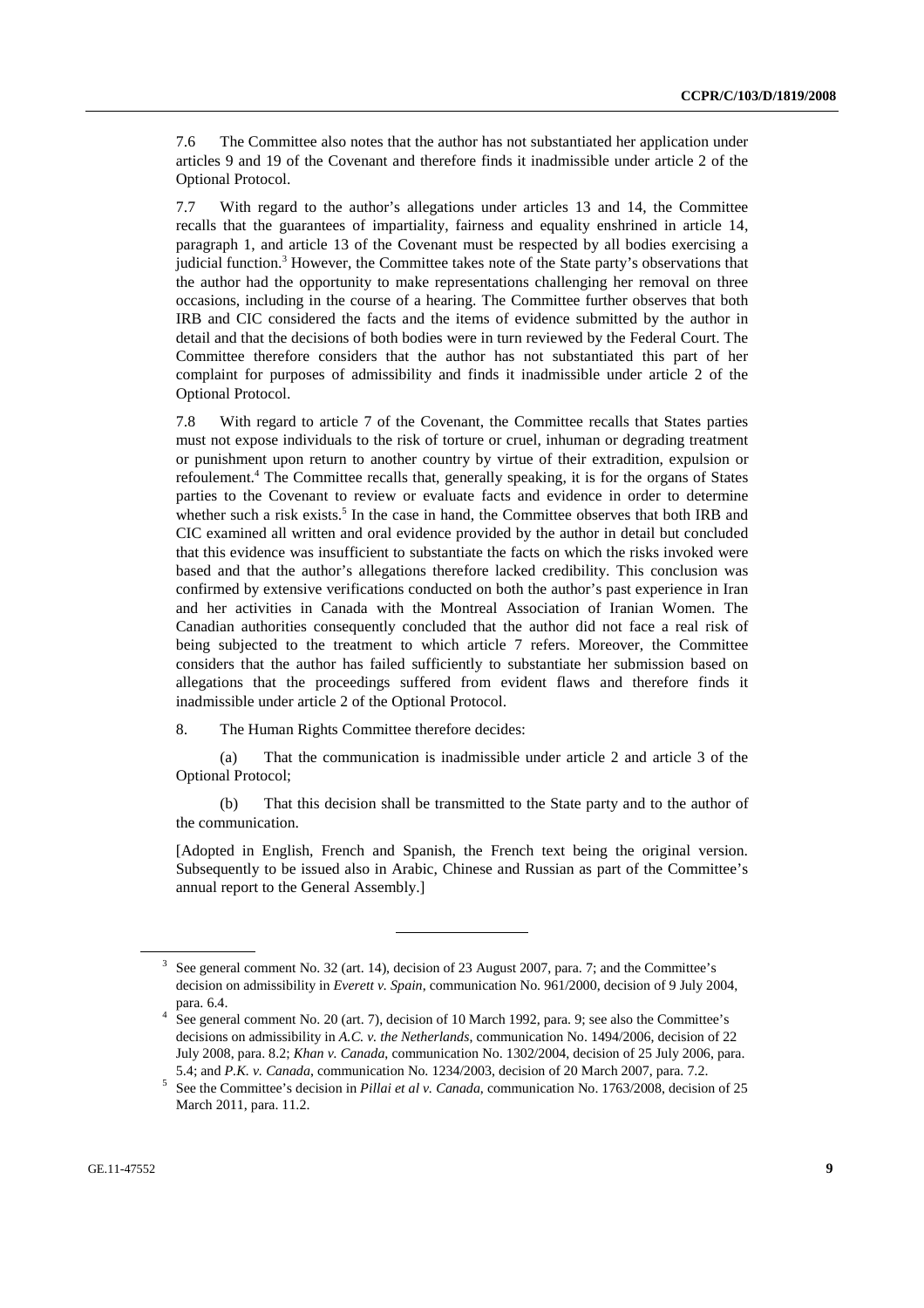7.6 The Committee also notes that the author has not substantiated her application under articles 9 and 19 of the Covenant and therefore finds it inadmissible under article 2 of the Optional Protocol.

7.7 With regard to the author's allegations under articles 13 and 14, the Committee recalls that the guarantees of impartiality, fairness and equality enshrined in article 14, paragraph 1, and article 13 of the Covenant must be respected by all bodies exercising a judicial function.[3] However, the Committee takes note of the State party's observations that the author had the opportunity to make representations challenging her removal on three occasions, including in the course of a hearing. The Committee further observes that both IRB and CIC considered the facts and the items of evidence submitted by the author in detail and that the decisions of both bodies were in turn reviewed by the Federal Court. The Committee therefore considers that the author has not substantiated this part of her complaint for purposes of admissibility and finds it inadmissible under article 2 of the Optional Protocol.

7.8 With regard to article 7 of the Covenant, the Committee recalls that States parties must not expose individuals to the risk of torture or cruel, inhuman or degrading treatment or punishment upon return to another country by virtue of their extradition, expulsion or refoulement.[4] The Committee recalls that, generally speaking, it is for the organs of States parties to the Covenant to review or evaluate facts and evidence in order to determine whether such a risk exists.[5] In the case in hand, the Committee observes that both IRB and CIC examined all written and oral evidence provided by the author in detail but concluded that this evidence was insufficient to substantiate the facts on which the risks invoked were based and that the author's allegations therefore lacked credibility. This conclusion was confirmed by extensive verifications conducted on both the author's past experience in Iran and her activities in Canada with the Montreal Association of Iranian Women. The Canadian authorities consequently concluded that the author did not face a real risk of being subjected to the treatment to which article 7 refers. Moreover, the Committee considers that the author has failed sufficiently to substantiate her submission based on allegations that the proceedings suffered from evident flaws and therefore finds it inadmissible under article 2 of the Optional Protocol.

8. The Human Rights Committee therefore decides:

(a) That the communication is inadmissible under article 2 and article 3 of the Optional Protocol;

(b) That this decision shall be transmitted to the State party and to the author of the communication.

[Adopted in English, French and Spanish, the French text being the original version. Subsequently to be issued also in Arabic, Chinese and Russian as part of the Committee's annual report to the General Assembly.]

---

[3] See general comment No. 32 (art. 14), decision of 23 August 2007, para. 7; and the Committee's decision on admissibility in *Everett v. Spain*, communication No. 961/2000, decision of 9 July 2004, para. 6.4.

[4] See general comment No. 20 (art. 7), decision of 10 March 1992, para. 9; see also the Committee's decisions on admissibility in *A.C. v. the Netherlands*, communication No. 1494/2006, decision of 22 July 2008, para. 8.2; *Khan v. Canada*, communication No. 1302/2004, decision of 25 July 2006, para. 5.4; and *P.K. v. Canada*, communication No. 1234/2003, decision of 20 March 2007, para. 7.2.

[5] See the Committee's decision in *Pillai et al v. Canada*, communication No. 1763/2008, decision of 25 March 2011, para. 11.2.